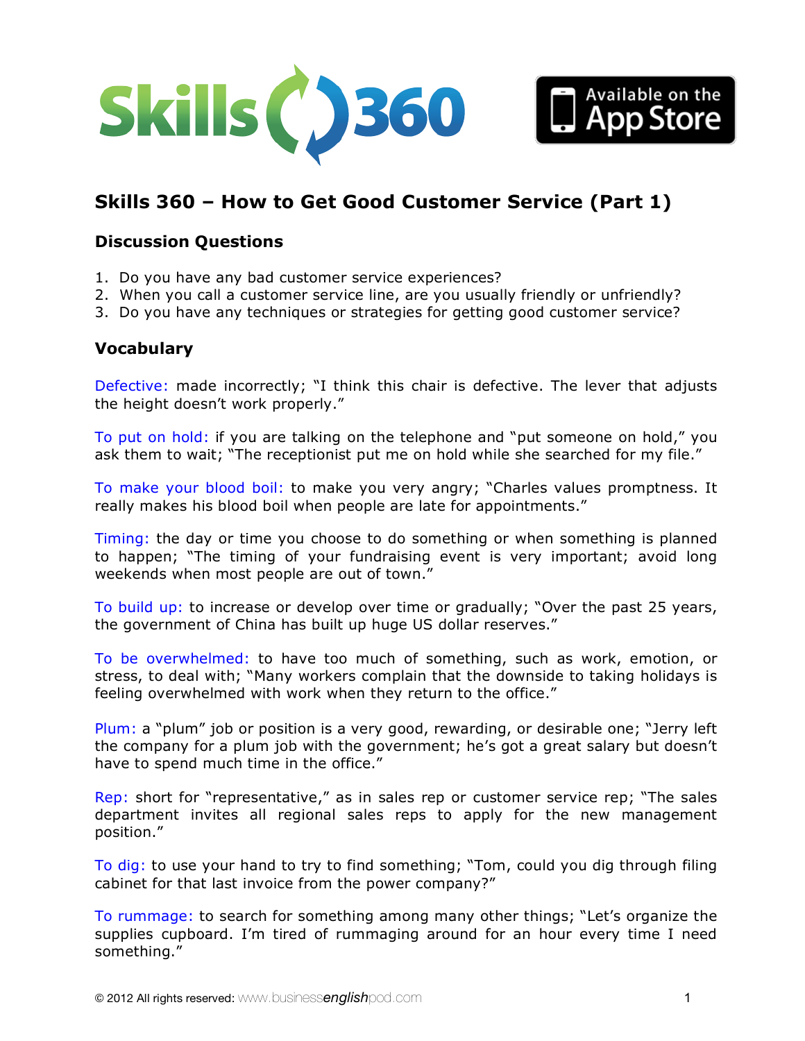# Skills 360 – How to Get Good Customer Service (Part 1)

## Discussion Questions

1. Do you have any bad customer service experiences?
2. When you call a customer service line, are you usually friendly or unfriendly?
3. Do you have any techniques or strategies for getting good customer service?

## Vocabulary

Defective: made incorrectly; "I think this chair is defective. The lever that adjusts the height doesn't work properly."

To put on hold: if you are talking on the telephone and "put someone on hold," you ask them to wait; "The receptionist put me on hold while she searched for my file."

To make your blood boil: to make you very angry; "Charles values promptness. It really makes his blood boil when people are late for appointments."

Timing: the day or time you choose to do something or when something is planned to happen; "The timing of your fundraising event is very important; avoid long weekends when most people are out of town."

To build up: to increase or develop over time or gradually; "Over the past 25 years, the government of China has built up huge US dollar reserves."

To be overwhelmed: to have too much of something, such as work, emotion, or stress, to deal with; "Many workers complain that the downside to taking holidays is feeling overwhelmed with work when they return to the office."

Plum: a "plum" job or position is a very good, rewarding, or desirable one; "Jerry left the company for a plum job with the government; he's got a great salary but doesn't have to spend much time in the office."

Rep: short for "representative," as in sales rep or customer service rep; "The sales department invites all regional sales reps to apply for the new management position."

To dig: to use your hand to try to find something; "Tom, could you dig through filing cabinet for that last invoice from the power company?"

To rummage: to search for something among many other things; "Let's organize the supplies cupboard. I'm tired of rummaging around for an hour every time I need something."

© 2012 All rights reserved: www.businessenglishpod.com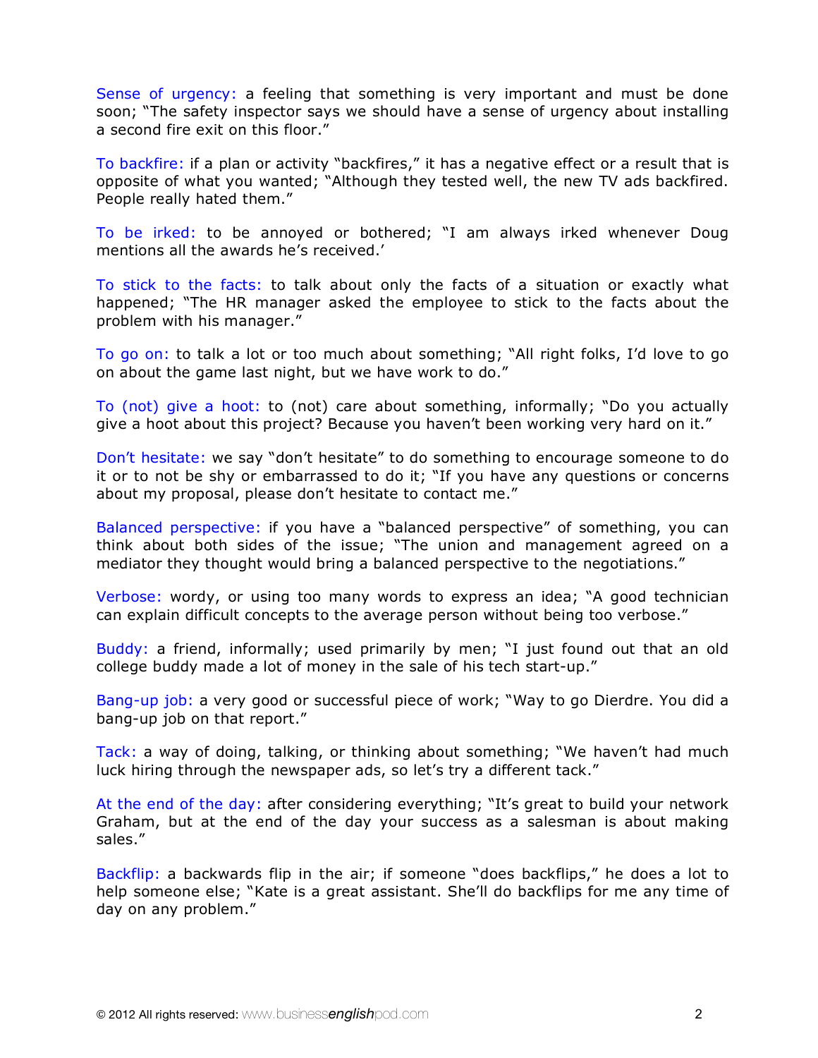Sense of urgency: a feeling that something is very important and must be done soon; "The safety inspector says we should have a sense of urgency about installing a second fire exit on this floor."

To backfire: if a plan or activity "backfires," it has a negative effect or a result that is opposite of what you wanted; "Although they tested well, the new TV ads backfired. People really hated them."

To be irked: to be annoyed or bothered; "I am always irked whenever Doug mentions all the awards he's received.'

To stick to the facts: to talk about only the facts of a situation or exactly what happened; "The HR manager asked the employee to stick to the facts about the problem with his manager."

To go on: to talk a lot or too much about something; "All right folks, I'd love to go on about the game last night, but we have work to do."

To (not) give a hoot: to (not) care about something, informally; "Do you actually give a hoot about this project? Because you haven't been working very hard on it."

Don't hesitate: we say "don't hesitate" to do something to encourage someone to do it or to not be shy or embarrassed to do it; "If you have any questions or concerns about my proposal, please don't hesitate to contact me."

Balanced perspective: if you have a "balanced perspective" of something, you can think about both sides of the issue; "The union and management agreed on a mediator they thought would bring a balanced perspective to the negotiations."

Verbose: wordy, or using too many words to express an idea; "A good technician can explain difficult concepts to the average person without being too verbose."

Buddy: a friend, informally; used primarily by men; "I just found out that an old college buddy made a lot of money in the sale of his tech start-up."

Bang-up job: a very good or successful piece of work; "Way to go Dierdre. You did a bang-up job on that report."

Tack: a way of doing, talking, or thinking about something; "We haven't had much luck hiring through the newspaper ads, so let's try a different tack."

At the end of the day: after considering everything; "It's great to build your network Graham, but at the end of the day your success as a salesman is about making sales."

Backflip: a backwards flip in the air; if someone "does backflips," he does a lot to help someone else; "Kate is a great assistant. She'll do backflips for me any time of day on any problem."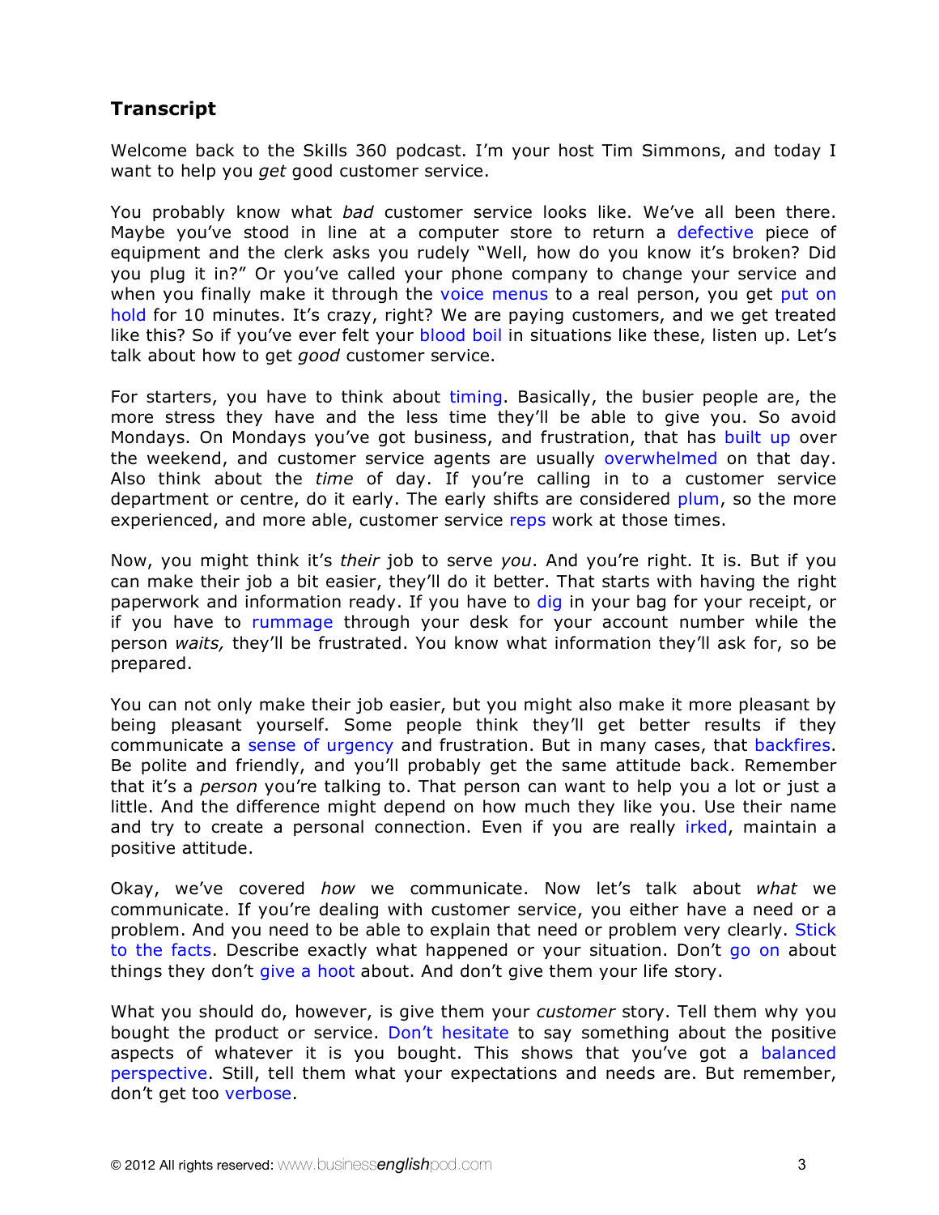## Transcript

Welcome back to the Skills 360 podcast. I'm your host Tim Simmons, and today I want to help you *get* good customer service.

You probably know what *bad* customer service looks like. We've all been there. Maybe you've stood in line at a computer store to return a defective piece of equipment and the clerk asks you rudely "Well, how do you know it's broken? Did you plug it in?" Or you've called your phone company to change your service and when you finally make it through the voice menus to a real person, you get put on hold for 10 minutes. It's crazy, right? We are paying customers, and we get treated like this? So if you've ever felt your blood boil in situations like these, listen up. Let's talk about how to get *good* customer service.

For starters, you have to think about timing. Basically, the busier people are, the more stress they have and the less time they'll be able to give you. So avoid Mondays. On Mondays you've got business, and frustration, that has built up over the weekend, and customer service agents are usually overwhelmed on that day. Also think about the *time* of day. If you're calling in to a customer service department or centre, do it early. The early shifts are considered plum, so the more experienced, and more able, customer service reps work at those times.

Now, you might think it's *their* job to serve *you*. And you're right. It is. But if you can make their job a bit easier, they'll do it better. That starts with having the right paperwork and information ready. If you have to dig in your bag for your receipt, or if you have to rummage through your desk for your account number while the person *waits,* they'll be frustrated. You know what information they'll ask for, so be prepared.

You can not only make their job easier, but you might also make it more pleasant by being pleasant yourself. Some people think they'll get better results if they communicate a sense of urgency and frustration. But in many cases, that backfires. Be polite and friendly, and you'll probably get the same attitude back. Remember that it's a *person* you're talking to. That person can want to help you a lot or just a little. And the difference might depend on how much they like you. Use their name and try to create a personal connection. Even if you are really irked, maintain a positive attitude.

Okay, we've covered *how* we communicate. Now let's talk about *what* we communicate. If you're dealing with customer service, you either have a need or a problem. And you need to be able to explain that need or problem very clearly. Stick to the facts. Describe exactly what happened or your situation. Don't go on about things they don't give a hoot about. And don't give them your life story.

What you should do, however, is give them your *customer* story. Tell them why you bought the product or service. Don't hesitate to say something about the positive aspects of whatever it is you bought. This shows that you've got a balanced perspective. Still, tell them what your expectations and needs are. But remember, don't get too verbose.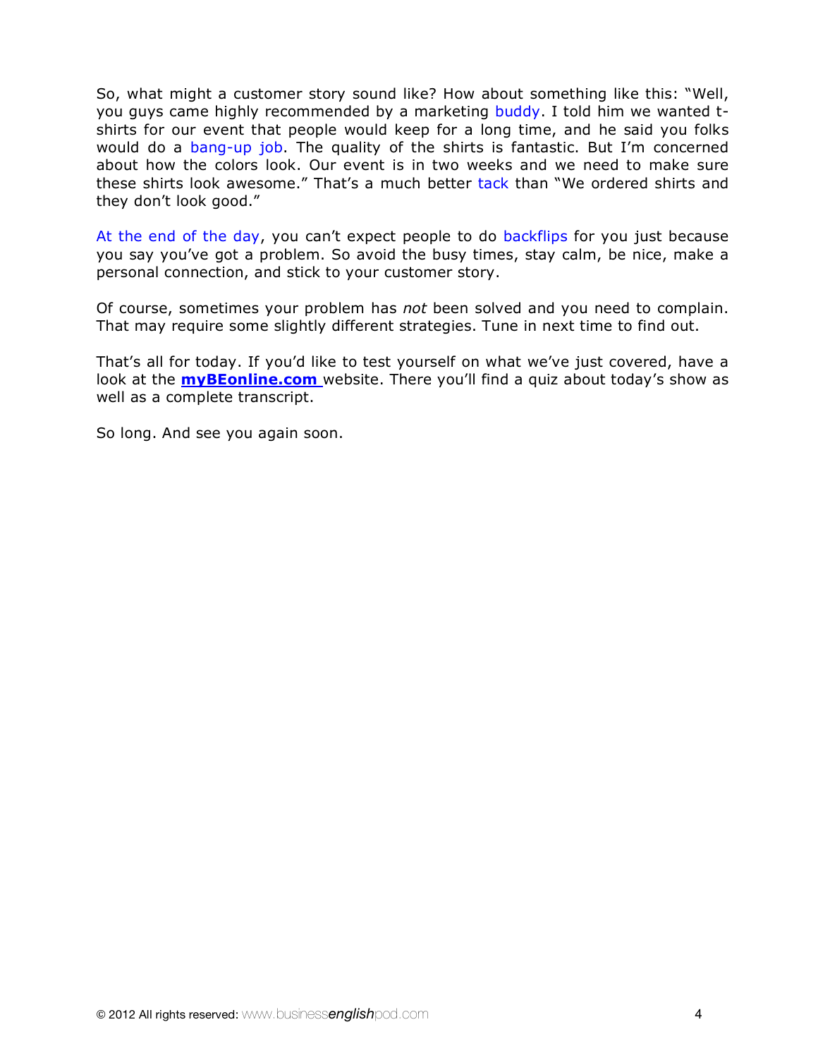So, what might a customer story sound like? How about something like this: "Well, you guys came highly recommended by a marketing buddy. I told him we wanted t-shirts for our event that people would keep for a long time, and he said you folks would do a bang-up job. The quality of the shirts is fantastic. But I'm concerned about how the colors look. Our event is in two weeks and we need to make sure these shirts look awesome." That's a much better tack than "We ordered shirts and they don't look good."

At the end of the day, you can't expect people to do backflips for you just because you say you've got a problem. So avoid the busy times, stay calm, be nice, make a personal connection, and stick to your customer story.

Of course, sometimes your problem has *not* been solved and you need to complain. That may require some slightly different strategies. Tune in next time to find out.

That's all for today. If you'd like to test yourself on what we've just covered, have a look at the **myBEonline.com** website. There you'll find a quiz about today's show as well as a complete transcript.

So long. And see you again soon.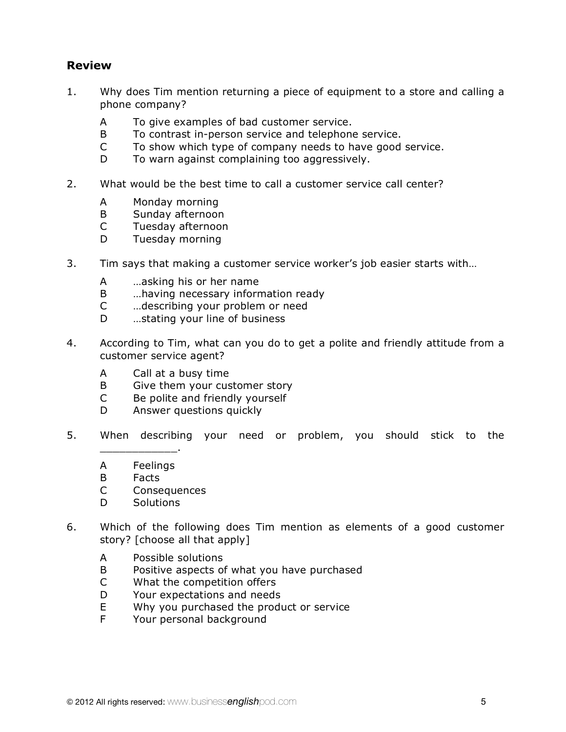## Review

1. Why does Tim mention returning a piece of equipment to a store and calling a phone company?

   A To give examples of bad customer service.
   B To contrast in-person service and telephone service.
   C To show which type of company needs to have good service.
   D To warn against complaining too aggressively.

2. What would be the best time to call a customer service call center?

   A Monday morning
   B Sunday afternoon
   C Tuesday afternoon
   D Tuesday morning

3. Tim says that making a customer service worker's job easier starts with…

   A …asking his or her name
   B …having necessary information ready
   C …describing your problem or need
   D …stating your line of business

4. According to Tim, what can you do to get a polite and friendly attitude from a customer service agent?

   A Call at a busy time
   B Give them your customer story
   C Be polite and friendly yourself
   D Answer questions quickly

5. When describing your need or problem, you should stick to the ____________.

   A Feelings
   B Facts
   C Consequences
   D Solutions

6. Which of the following does Tim mention as elements of a good customer story? [choose all that apply]

   A Possible solutions
   B Positive aspects of what you have purchased
   C What the competition offers
   D Your expectations and needs
   E Why you purchased the product or service
   F Your personal background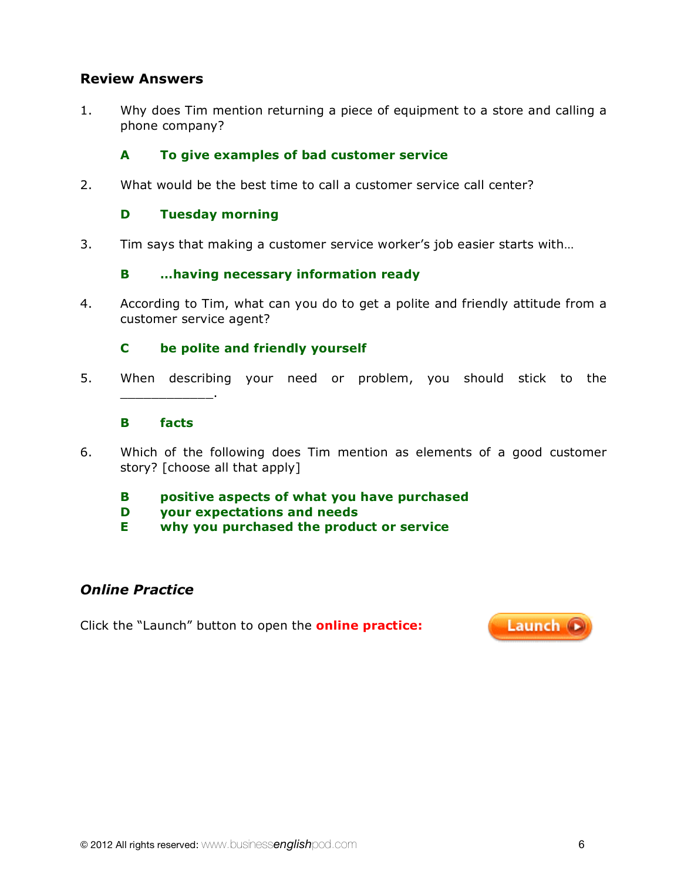## Review Answers

1. Why does Tim mention returning a piece of equipment to a store and calling a phone company?

   **A To give examples of bad customer service**

2. What would be the best time to call a customer service call center?

   **D Tuesday morning**

3. Tim says that making a customer service worker's job easier starts with…

   **B …having necessary information ready**

4. According to Tim, what can you do to get a polite and friendly attitude from a customer service agent?

   **C be polite and friendly yourself**

5. When describing your need or problem, you should stick to the ____________.

   **B facts**

6. Which of the following does Tim mention as elements of a good customer story? [choose all that apply]

   **B positive aspects of what you have purchased**
   **D your expectations and needs**
   **E why you purchased the product or service**

## *Online Practice*

Click the "Launch" button to open the **online practice:** Launch

© 2012 All rights reserved: www.businessenglishpod.com